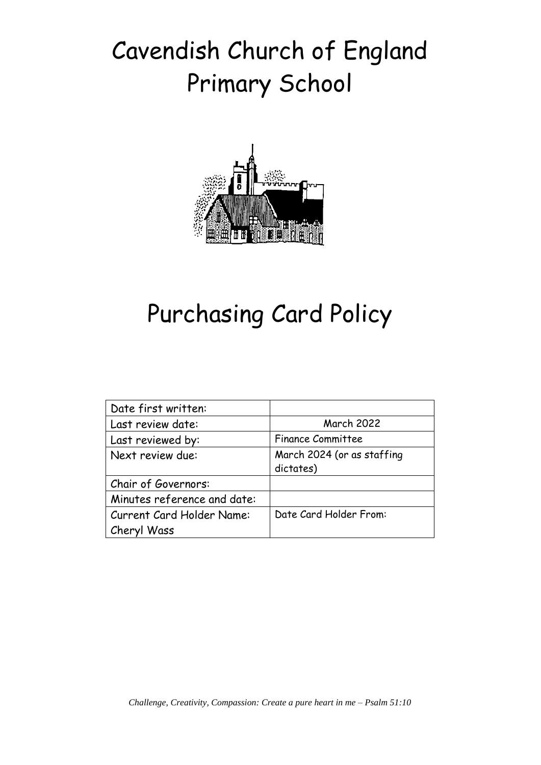# Cavendish Church of England Primary School

# Purchasing Card Policy

| | |
|---|---|
| Date first written: | |
| Last review date: | March 2022 |
| Last reviewed by: | Finance Committee |
| Next review due: | March 2024 (or as staffing dictates) |
| Chair of Governors: | |
| Minutes reference and date: | |
| Current Card Holder Name: Cheryl Wass | Date Card Holder From: |

*Challenge, Creativity, Compassion: Create a pure heart in me – Psalm 51:10*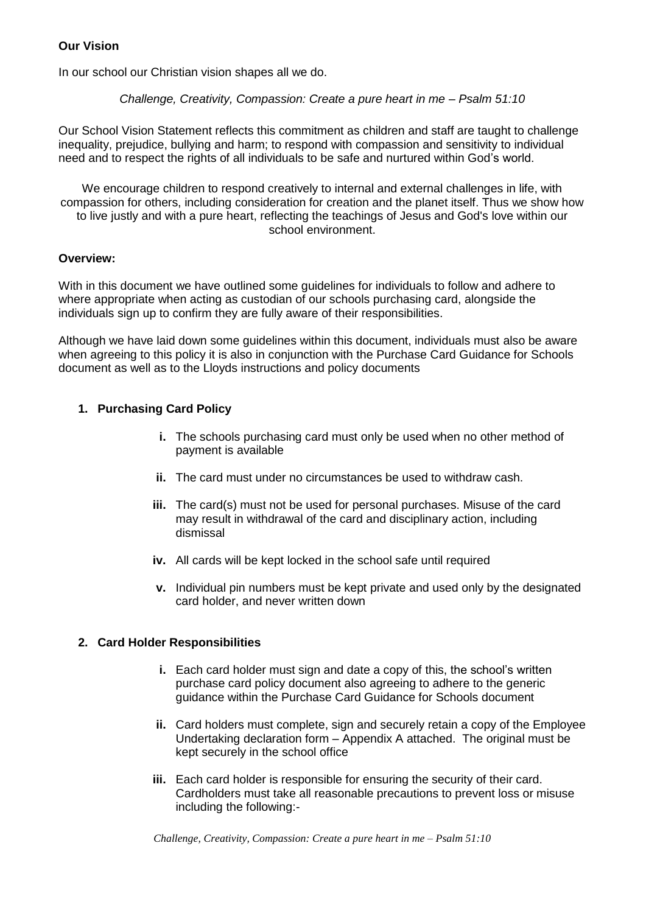**Our Vision**

In our school our Christian vision shapes all we do.

*Challenge, Creativity, Compassion: Create a pure heart in me – Psalm 51:10*

Our School Vision Statement reflects this commitment as children and staff are taught to challenge inequality, prejudice, bullying and harm; to respond with compassion and sensitivity to individual need and to respect the rights of all individuals to be safe and nurtured within God's world.

We encourage children to respond creatively to internal and external challenges in life, with compassion for others, including consideration for creation and the planet itself. Thus we show how to live justly and with a pure heart, reflecting the teachings of Jesus and God's love within our school environment.

**Overview:**

With in this document we have outlined some guidelines for individuals to follow and adhere to where appropriate when acting as custodian of our schools purchasing card, alongside the individuals sign up to confirm they are fully aware of their responsibilities.

Although we have laid down some guidelines within this document, individuals must also be aware when agreeing to this policy it is also in conjunction with the Purchase Card Guidance for Schools document as well as to the Lloyds instructions and policy documents

**1. Purchasing Card Policy**

- **i.** The schools purchasing card must only be used when no other method of payment is available
- **ii.** The card must under no circumstances be used to withdraw cash.
- **iii.** The card(s) must not be used for personal purchases. Misuse of the card may result in withdrawal of the card and disciplinary action, including dismissal
- **iv.** All cards will be kept locked in the school safe until required
- **v.** Individual pin numbers must be kept private and used only by the designated card holder, and never written down

**2. Card Holder Responsibilities**

- **i.** Each card holder must sign and date a copy of this, the school's written purchase card policy document also agreeing to adhere to the generic guidance within the Purchase Card Guidance for Schools document
- **ii.** Card holders must complete, sign and securely retain a copy of the Employee Undertaking declaration form – Appendix A attached. The original must be kept securely in the school office
- **iii.** Each card holder is responsible for ensuring the security of their card. Cardholders must take all reasonable precautions to prevent loss or misuse including the following:-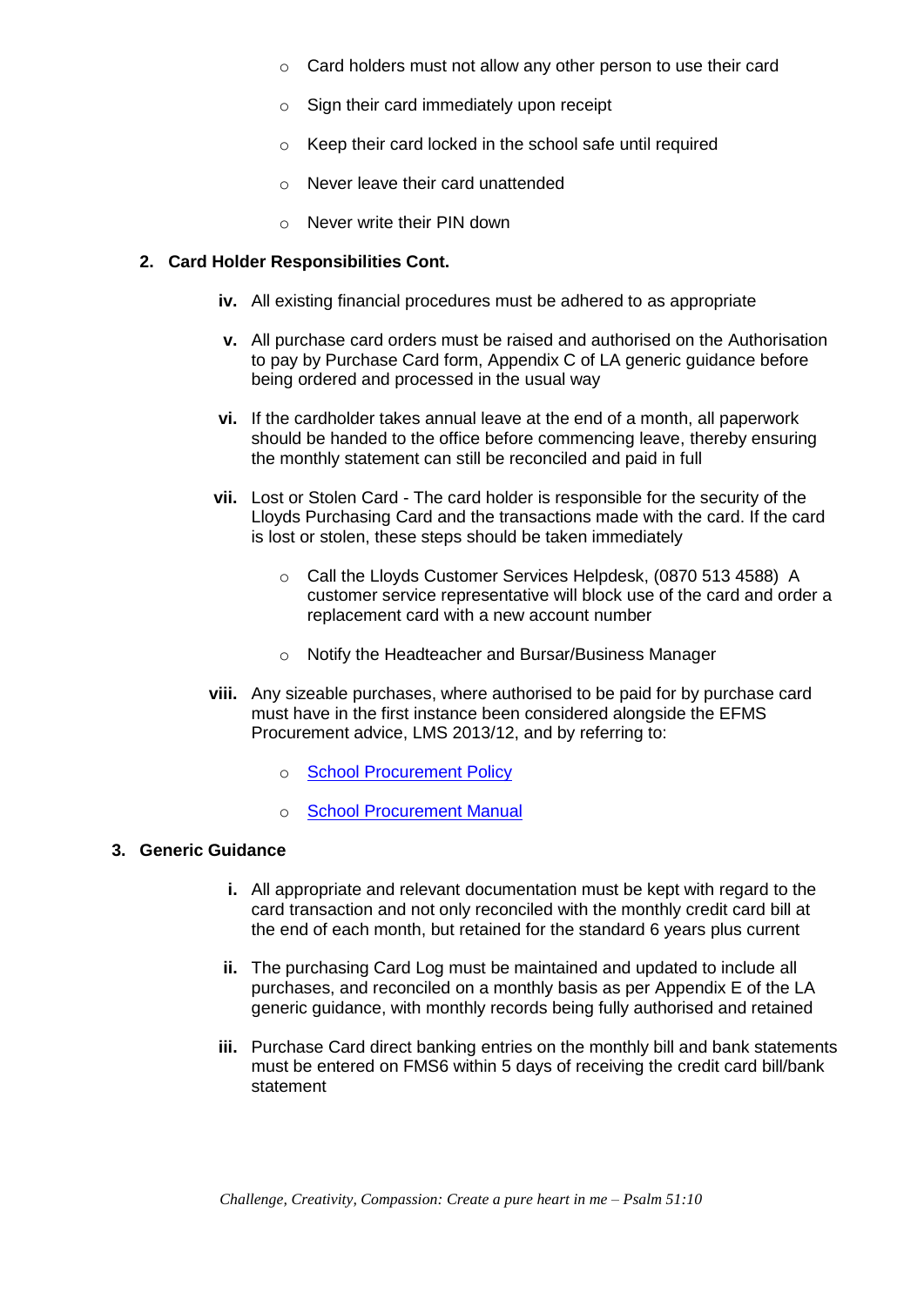- Card holders must not allow any other person to use their card
- Sign their card immediately upon receipt
- Keep their card locked in the school safe until required
- Never leave their card unattended
- Never write their PIN down

## 2. Card Holder Responsibilities Cont.

iv. All existing financial procedures must be adhered to as appropriate

v. All purchase card orders must be raised and authorised on the Authorisation to pay by Purchase Card form, Appendix C of LA generic guidance before being ordered and processed in the usual way

vi. If the cardholder takes annual leave at the end of a month, all paperwork should be handed to the office before commencing leave, thereby ensuring the monthly statement can still be reconciled and paid in full

vii. Lost or Stolen Card - The card holder is responsible for the security of the Lloyds Purchasing Card and the transactions made with the card. If the card is lost or stolen, these steps should be taken immediately

- Call the Lloyds Customer Services Helpdesk, (0870 513 4588) A customer service representative will block use of the card and order a replacement card with a new account number
- Notify the Headteacher and Bursar/Business Manager

viii. Any sizeable purchases, where authorised to be paid for by purchase card must have in the first instance been considered alongside the EFMS Procurement advice, LMS 2013/12, and by referring to:

- School Procurement Policy
- School Procurement Manual

## 3. Generic Guidance

i. All appropriate and relevant documentation must be kept with regard to the card transaction and not only reconciled with the monthly credit card bill at the end of each month, but retained for the standard 6 years plus current

ii. The purchasing Card Log must be maintained and updated to include all purchases, and reconciled on a monthly basis as per Appendix E of the LA generic guidance, with monthly records being fully authorised and retained

iii. Purchase Card direct banking entries on the monthly bill and bank statements must be entered on FMS6 within 5 days of receiving the credit card bill/bank statement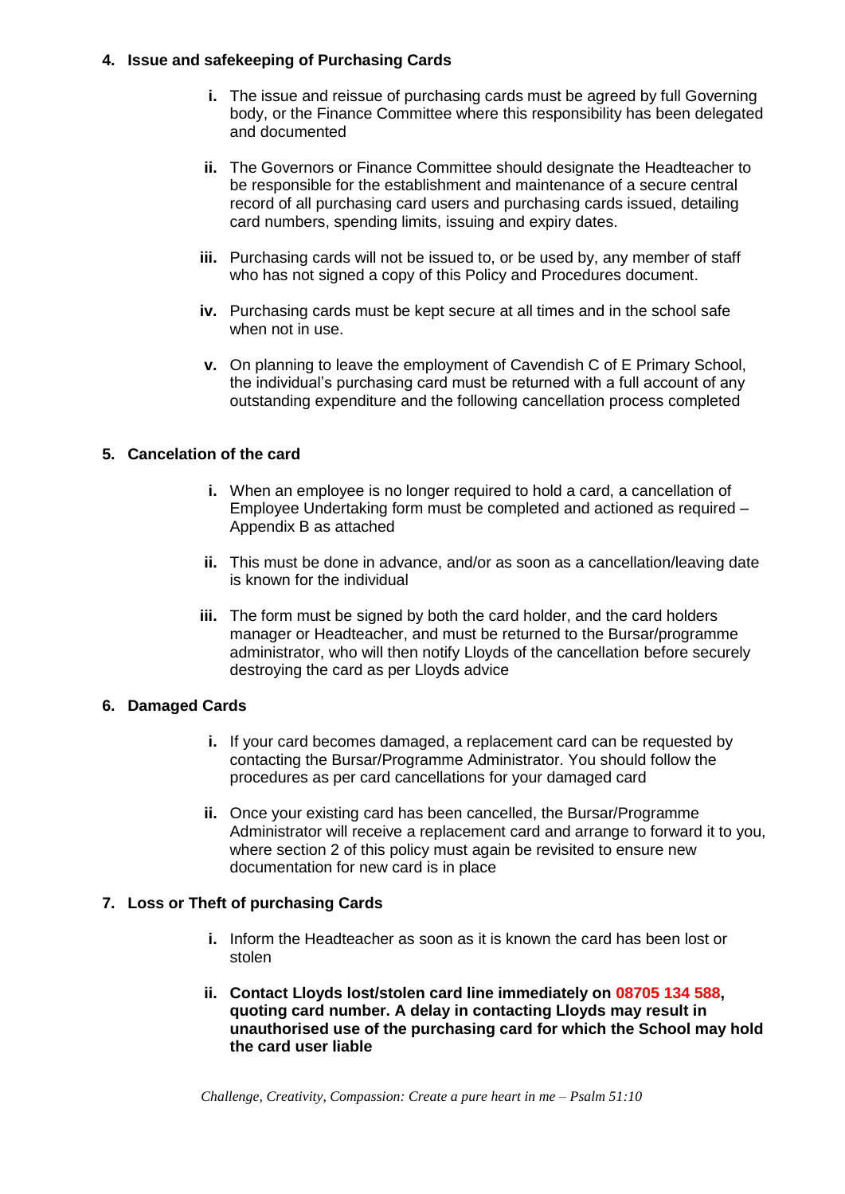## 4. Issue and safekeeping of Purchasing Cards

- **i.** The issue and reissue of purchasing cards must be agreed by full Governing body, or the Finance Committee where this responsibility has been delegated and documented
- **ii.** The Governors or Finance Committee should designate the Headteacher to be responsible for the establishment and maintenance of a secure central record of all purchasing card users and purchasing cards issued, detailing card numbers, spending limits, issuing and expiry dates.
- **iii.** Purchasing cards will not be issued to, or be used by, any member of staff who has not signed a copy of this Policy and Procedures document.
- **iv.** Purchasing cards must be kept secure at all times and in the school safe when not in use.
- **v.** On planning to leave the employment of Cavendish C of E Primary School, the individual's purchasing card must be returned with a full account of any outstanding expenditure and the following cancellation process completed

## 5. Cancelation of the card

- **i.** When an employee is no longer required to hold a card, a cancellation of Employee Undertaking form must be completed and actioned as required – Appendix B as attached
- **ii.** This must be done in advance, and/or as soon as a cancellation/leaving date is known for the individual
- **iii.** The form must be signed by both the card holder, and the card holders manager or Headteacher, and must be returned to the Bursar/programme administrator, who will then notify Lloyds of the cancellation before securely destroying the card as per Lloyds advice

## 6. Damaged Cards

- **i.** If your card becomes damaged, a replacement card can be requested by contacting the Bursar/Programme Administrator. You should follow the procedures as per card cancellations for your damaged card
- **ii.** Once your existing card has been cancelled, the Bursar/Programme Administrator will receive a replacement card and arrange to forward it to you, where section 2 of this policy must again be revisited to ensure new documentation for new card is in place

## 7. Loss or Theft of purchasing Cards

- **i.** Inform the Headteacher as soon as it is known the card has been lost or stolen
- **ii.** **Contact Lloyds lost/stolen card line immediately on 08705 134 588, quoting card number. A delay in contacting Lloyds may result in unauthorised use of the purchasing card for which the School may hold the card user liable**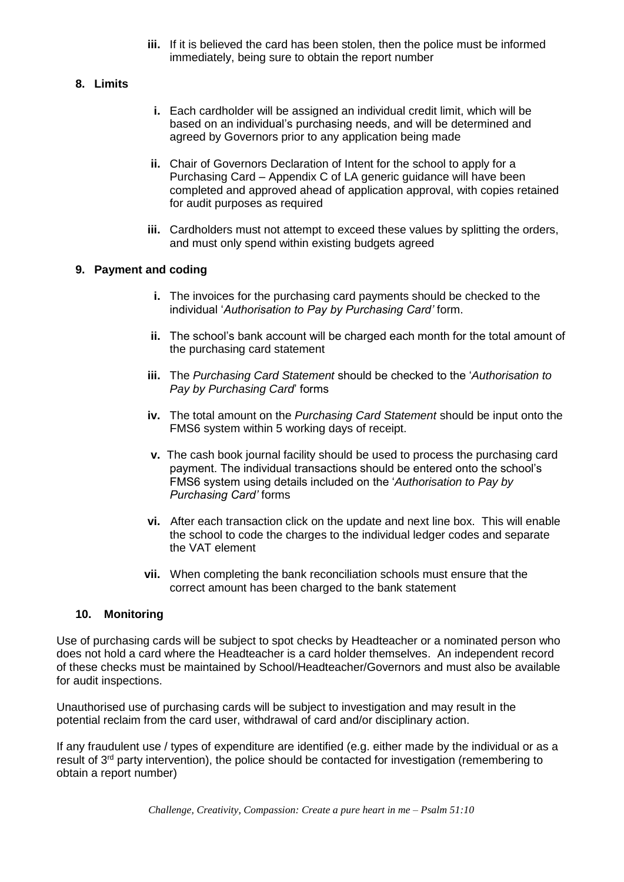iii. If it is believed the card has been stolen, then the police must be informed immediately, being sure to obtain the report number

## 8. Limits

i. Each cardholder will be assigned an individual credit limit, which will be based on an individual's purchasing needs, and will be determined and agreed by Governors prior to any application being made

ii. Chair of Governors Declaration of Intent for the school to apply for a Purchasing Card – Appendix C of LA generic guidance will have been completed and approved ahead of application approval, with copies retained for audit purposes as required

iii. Cardholders must not attempt to exceed these values by splitting the orders, and must only spend within existing budgets agreed

## 9. Payment and coding

i. The invoices for the purchasing card payments should be checked to the individual '*Authorisation to Pay by Purchasing Card'* form.

ii. The school's bank account will be charged each month for the total amount of the purchasing card statement

iii. The *Purchasing Card Statement* should be checked to the '*Authorisation to Pay by Purchasing Card*' forms

iv. The total amount on the *Purchasing Card Statement* should be input onto the FMS6 system within 5 working days of receipt.

v. The cash book journal facility should be used to process the purchasing card payment. The individual transactions should be entered onto the school's FMS6 system using details included on the '*Authorisation to Pay by Purchasing Card'* forms

vi. After each transaction click on the update and next line box. This will enable the school to code the charges to the individual ledger codes and separate the VAT element

vii. When completing the bank reconciliation schools must ensure that the correct amount has been charged to the bank statement

## 10. Monitoring

Use of purchasing cards will be subject to spot checks by Headteacher or a nominated person who does not hold a card where the Headteacher is a card holder themselves. An independent record of these checks must be maintained by School/Headteacher/Governors and must also be available for audit inspections.

Unauthorised use of purchasing cards will be subject to investigation and may result in the potential reclaim from the card user, withdrawal of card and/or disciplinary action.

If any fraudulent use / types of expenditure are identified (e.g. either made by the individual or as a result of 3rd party intervention), the police should be contacted for investigation (remembering to obtain a report number)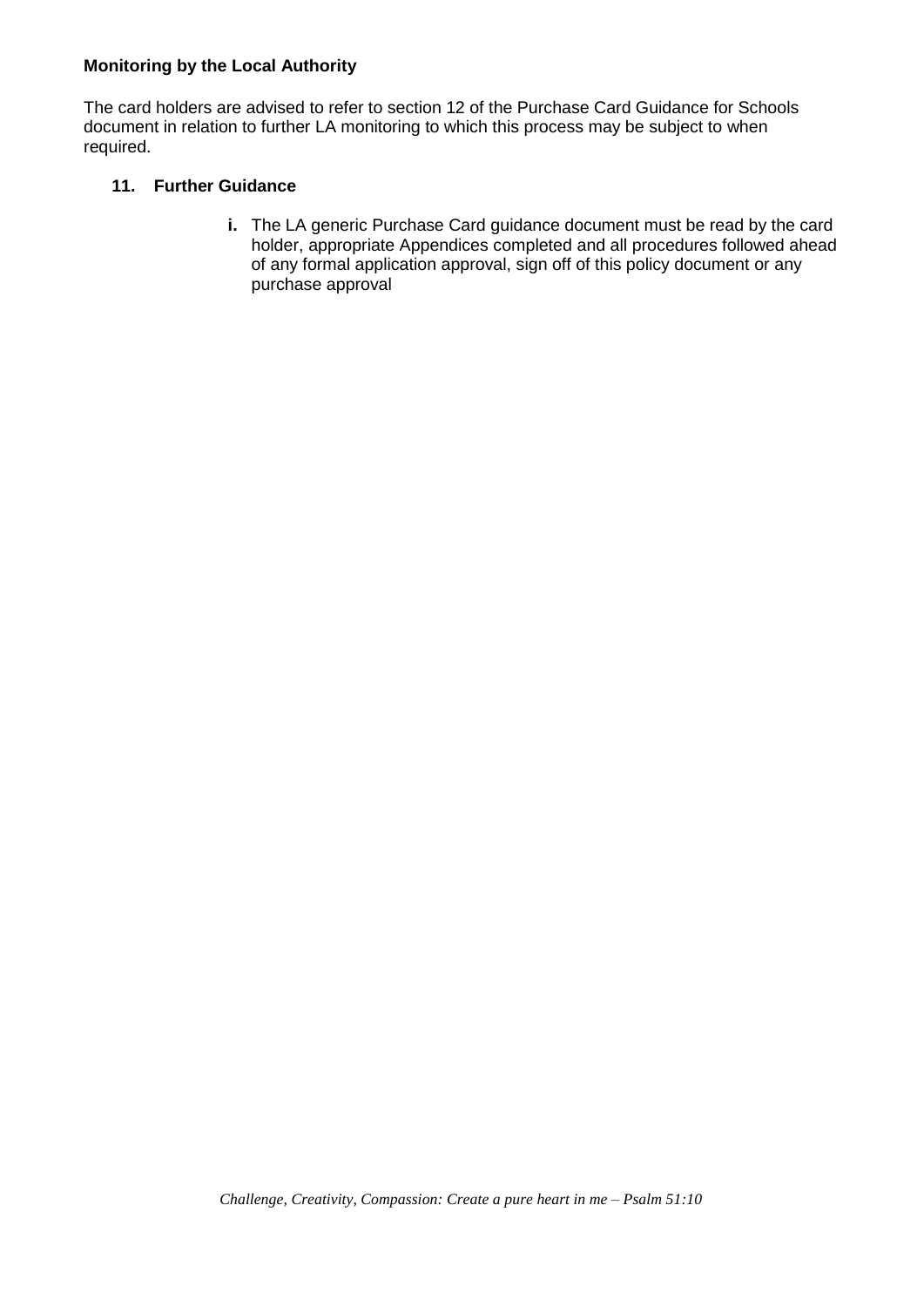**Monitoring by the Local Authority**

The card holders are advised to refer to section 12 of the Purchase Card Guidance for Schools document in relation to further LA monitoring to which this process may be subject to when required.

## 11. Further Guidance

**i.** The LA generic Purchase Card guidance document must be read by the card holder, appropriate Appendices completed and all procedures followed ahead of any formal application approval, sign off of this policy document or any purchase approval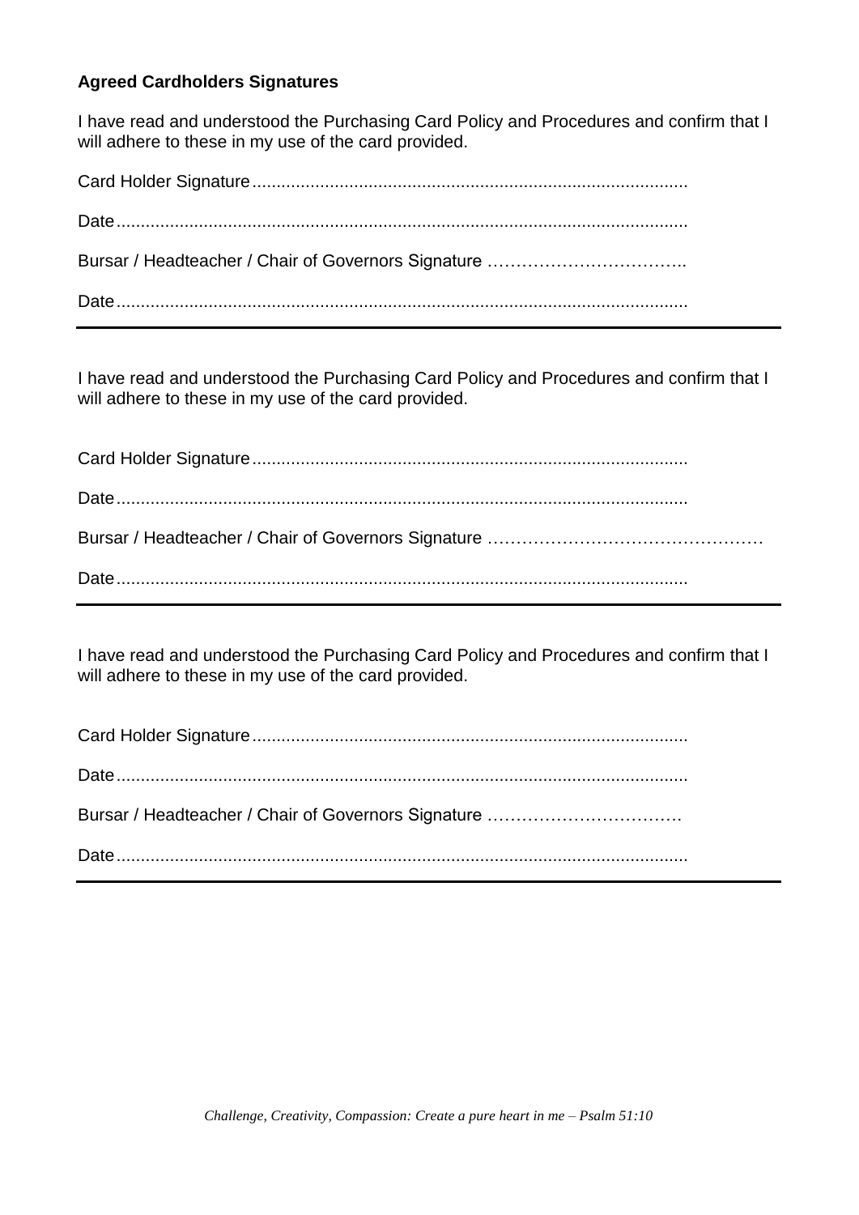**Agreed Cardholders Signatures**

I have read and understood the Purchasing Card Policy and Procedures and confirm that I will adhere to these in my use of the card provided.

Card Holder Signature........................................................................................

Date....................................................................................................................

Bursar / Headteacher / Chair of Governors Signature ……………………………..

Date....................................................................................................................

---

I have read and understood the Purchasing Card Policy and Procedures and confirm that I will adhere to these in my use of the card provided.

Card Holder Signature........................................................................................

Date....................................................................................................................

Bursar / Headteacher / Chair of Governors Signature …………………………………………

Date....................................................................................................................

---

I have read and understood the Purchasing Card Policy and Procedures and confirm that I will adhere to these in my use of the card provided.

Card Holder Signature........................................................................................

Date....................................................................................................................

Bursar / Headteacher / Chair of Governors Signature …………………………….

Date....................................................................................................................

---

*Challenge, Creativity, Compassion: Create a pure heart in me – Psalm 51:10*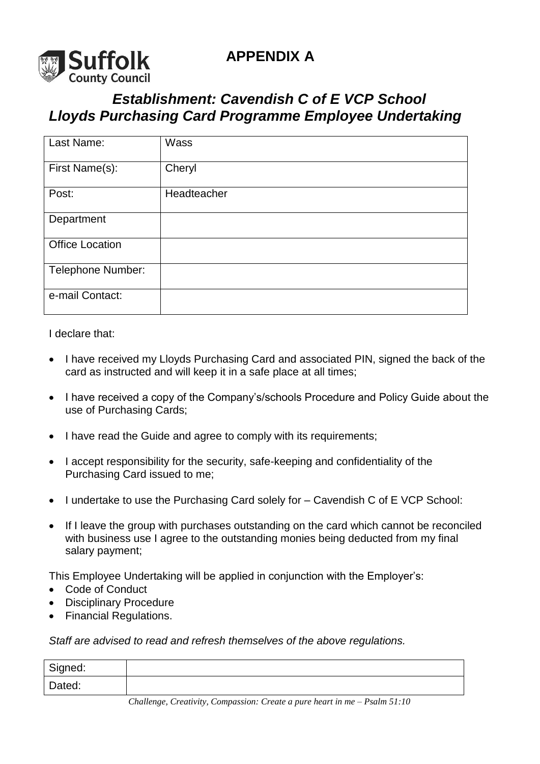# APPENDIX A

## *Establishment: Cavendish C of E VCP School*
## *Lloyds Purchasing Card Programme Employee Undertaking*

| Last Name: | Wass |
|---|---|
| First Name(s): | Cheryl |
| Post: | Headteacher |
| Department | |
| Office Location | |
| Telephone Number: | |
| e-mail Contact: | |

I declare that:

- I have received my Lloyds Purchasing Card and associated PIN, signed the back of the card as instructed and will keep it in a safe place at all times;
- I have received a copy of the Company's/schools Procedure and Policy Guide about the use of Purchasing Cards;
- I have read the Guide and agree to comply with its requirements;
- I accept responsibility for the security, safe-keeping and confidentiality of the Purchasing Card issued to me;
- I undertake to use the Purchasing Card solely for – Cavendish C of E VCP School:
- If I leave the group with purchases outstanding on the card which cannot be reconciled with business use I agree to the outstanding monies being deducted from my final salary payment;

This Employee Undertaking will be applied in conjunction with the Employer's:

- Code of Conduct
- Disciplinary Procedure
- Financial Regulations.

*Staff are advised to read and refresh themselves of the above regulations.*

| Signed: | |
|---|---|
| Dated: | |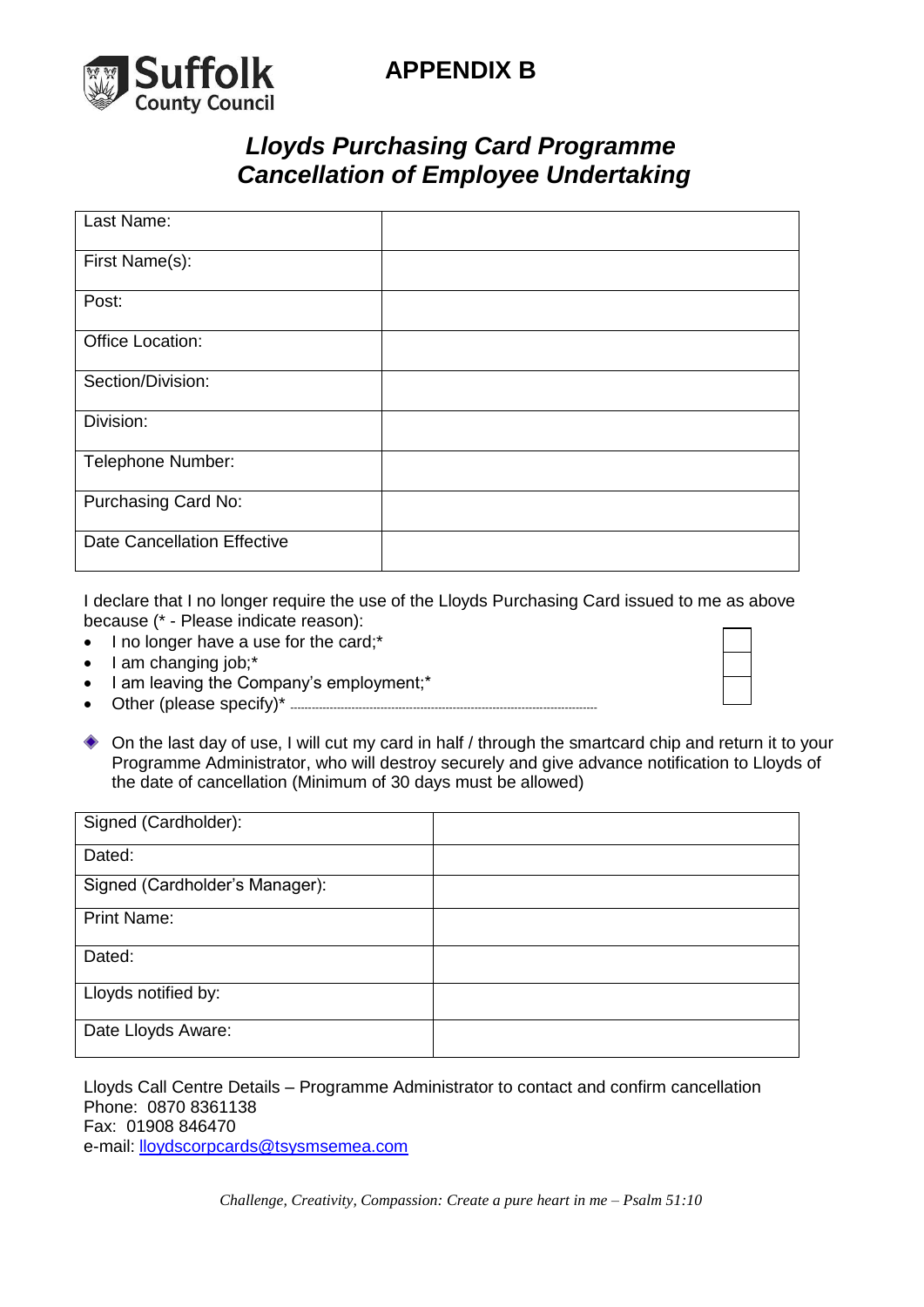# APPENDIX B

## *Lloyds Purchasing Card Programme Cancellation of Employee Undertaking*

| | |
|---|---|
| Last Name: | |
| First Name(s): | |
| Post: | |
| Office Location: | |
| Section/Division: | |
| Division: | |
| Telephone Number: | |
| Purchasing Card No: | |
| Date Cancellation Effective | |

I declare that I no longer require the use of the Lloyds Purchasing Card issued to me as above because (* - Please indicate reason):

- I no longer have a use for the card;* ☐
- I am changing job;* ☐
- I am leaving the Company's employment;* ☐
- Other (please specify)* ..........................................................................

- On the last day of use, I will cut my card in half / through the smartcard chip and return it to your Programme Administrator, who will destroy securely and give advance notification to Lloyds of the date of cancellation (Minimum of 30 days must be allowed)

| | |
|---|---|
| Signed (Cardholder): | |
| Dated: | |
| Signed (Cardholder's Manager): | |
| Print Name: | |
| Dated: | |
| Lloyds notified by: | |
| Date Lloyds Aware: | |

Lloyds Call Centre Details – Programme Administrator to contact and confirm cancellation
Phone: 0870 8361138
Fax: 01908 846470
e-mail: lloydscorpcards@tsysmsemea.com

*Challenge, Creativity, Compassion: Create a pure heart in me – Psalm 51:10*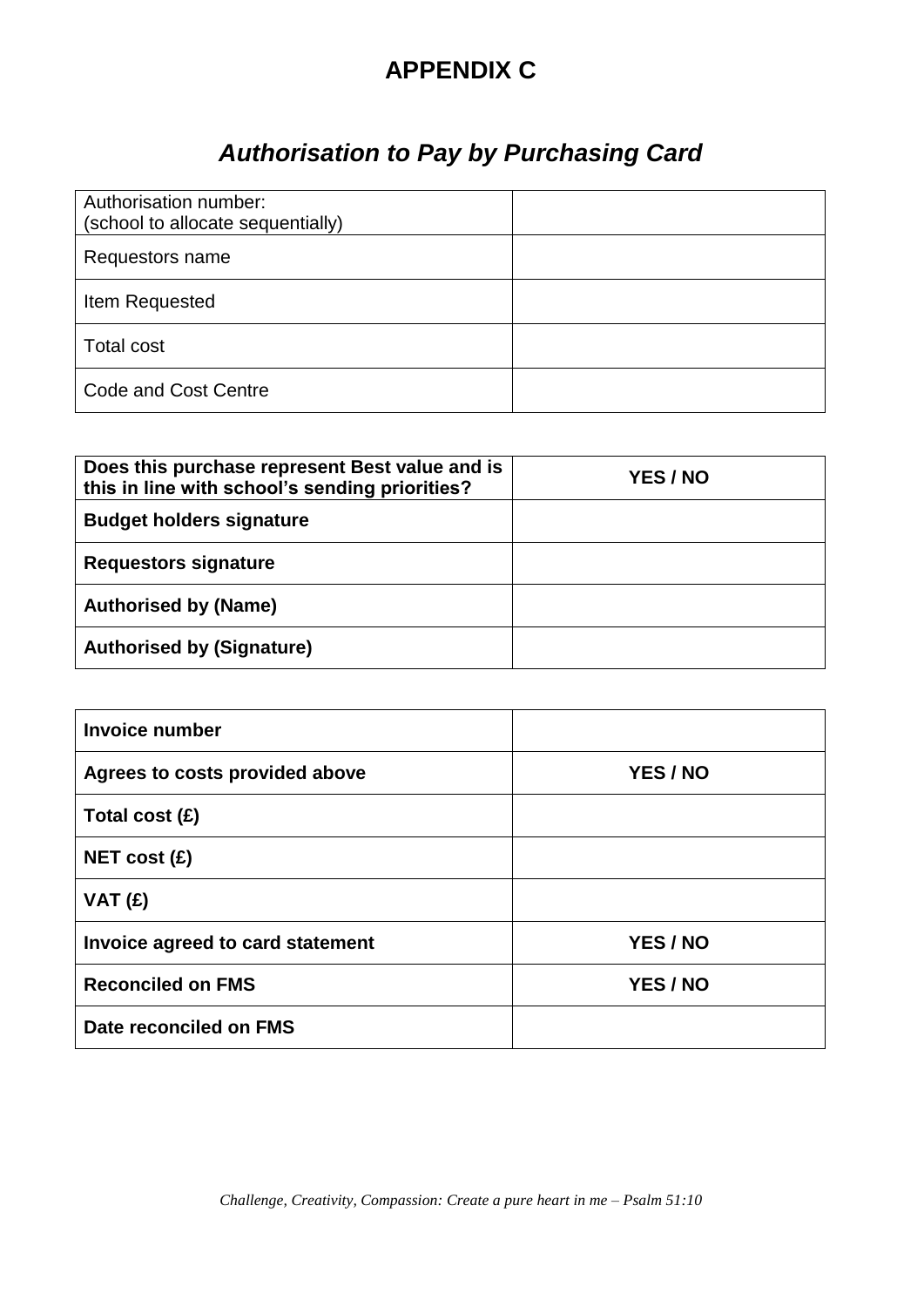# APPENDIX C

## *Authorisation to Pay by Purchasing Card*

| | |
|---|---|
| Authorisation number:<br>(school to allocate sequentially) | |
| Requestors name | |
| Item Requested | |
| Total cost | |
| Code and Cost Centre | |

| | |
|---|---|
| **Does this purchase represent Best value and is this in line with school's sending priorities?** | **YES / NO** |
| **Budget holders signature** | |
| **Requestors signature** | |
| **Authorised by (Name)** | |
| **Authorised by (Signature)** | |

| | |
|---|---|
| **Invoice number** | |
| **Agrees to costs provided above** | **YES / NO** |
| **Total cost (£)** | |
| **NET cost (£)** | |
| **VAT (£)** | |
| **Invoice agreed to card statement** | **YES / NO** |
| **Reconciled on FMS** | **YES / NO** |
| **Date reconciled on FMS** | |